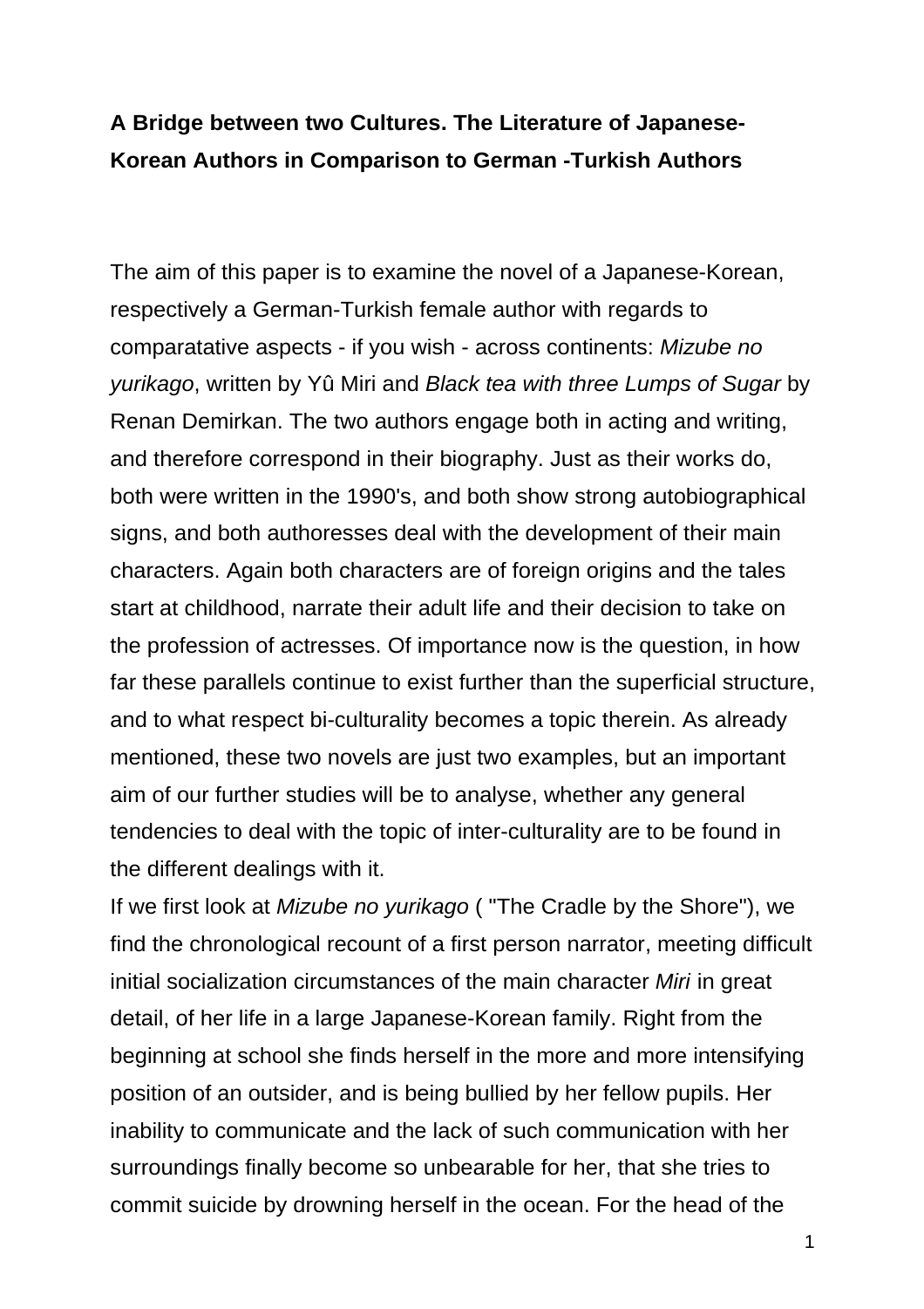# A Bridge between two Cultures. The Literature of Japanese-Korean Authors in Comparison to German -Turkish Authors

The aim of this paper is to examine the novel of a Japanese-Korean, respectively a German-Turkish female author with regards to comparatative aspects - if you wish - across continents: *Mizube no yurikago*, written by Yû Miri and *Black tea with three Lumps of Sugar* by Renan Demirkan. The two authors engage both in acting and writing, and therefore correspond in their biography. Just as their works do, both were written in the 1990's, and both show strong autobiographical signs, and both authoresses deal with the development of their main characters. Again both characters are of foreign origins and the tales start at childhood, narrate their adult life and their decision to take on the profession of actresses. Of importance now is the question, in how far these parallels continue to exist further than the superficial structure, and to what respect bi-culturality becomes a topic therein. As already mentioned, these two novels are just two examples, but an important aim of our further studies will be to analyse, whether any general tendencies to deal with the topic of inter-culturality are to be found in the different dealings with it.

If we first look at *Mizube no yurikago* ( "The Cradle by the Shore"), we find the chronological recount of a first person narrator, meeting difficult initial socialization circumstances of the main character *Miri* in great detail, of her life in a large Japanese-Korean family. Right from the beginning at school she finds herself in the more and more intensifying position of an outsider, and is being bullied by her fellow pupils. Her inability to communicate and the lack of such communication with her surroundings finally become so unbearable for her, that she tries to commit suicide by drowning herself in the ocean. For the head of the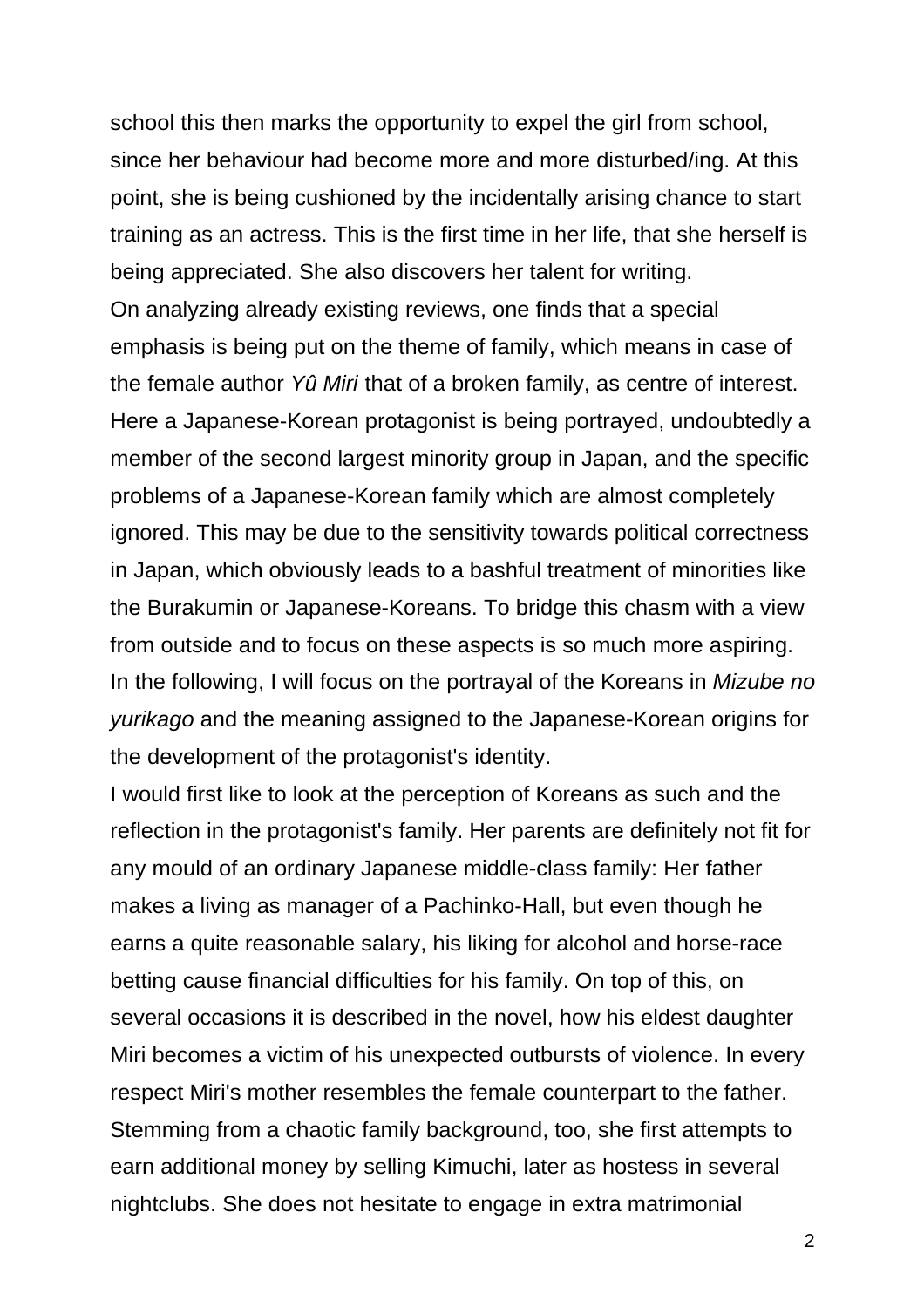school this then marks the opportunity to expel the girl from school, since her behaviour had become more and more disturbed/ing. At this point, she is being cushioned by the incidentally arising chance to start training as an actress. This is the first time in her life, that she herself is being appreciated. She also discovers her talent for writing.

On analyzing already existing reviews, one finds that a special emphasis is being put on the theme of family, which means in case of the female author *Yû Miri* that of a broken family, as centre of interest. Here a Japanese-Korean protagonist is being portrayed, undoubtedly a member of the second largest minority group in Japan, and the specific problems of a Japanese-Korean family which are almost completely ignored. This may be due to the sensitivity towards political correctness in Japan, which obviously leads to a bashful treatment of minorities like the Burakumin or Japanese-Koreans. To bridge this chasm with a view from outside and to focus on these aspects is so much more aspiring. In the following, I will focus on the portrayal of the Koreans in *Mizube no yurikago* and the meaning assigned to the Japanese-Korean origins for the development of the protagonist's identity.

I would first like to look at the perception of Koreans as such and the reflection in the protagonist's family. Her parents are definitely not fit for any mould of an ordinary Japanese middle-class family: Her father makes a living as manager of a Pachinko-Hall, but even though he earns a quite reasonable salary, his liking for alcohol and horse-race betting cause financial difficulties for his family. On top of this, on several occasions it is described in the novel, how his eldest daughter Miri becomes a victim of his unexpected outbursts of violence. In every respect Miri's mother resembles the female counterpart to the father. Stemming from a chaotic family background, too, she first attempts to earn additional money by selling Kimuchi, later as hostess in several nightclubs. She does not hesitate to engage in extra matrimonial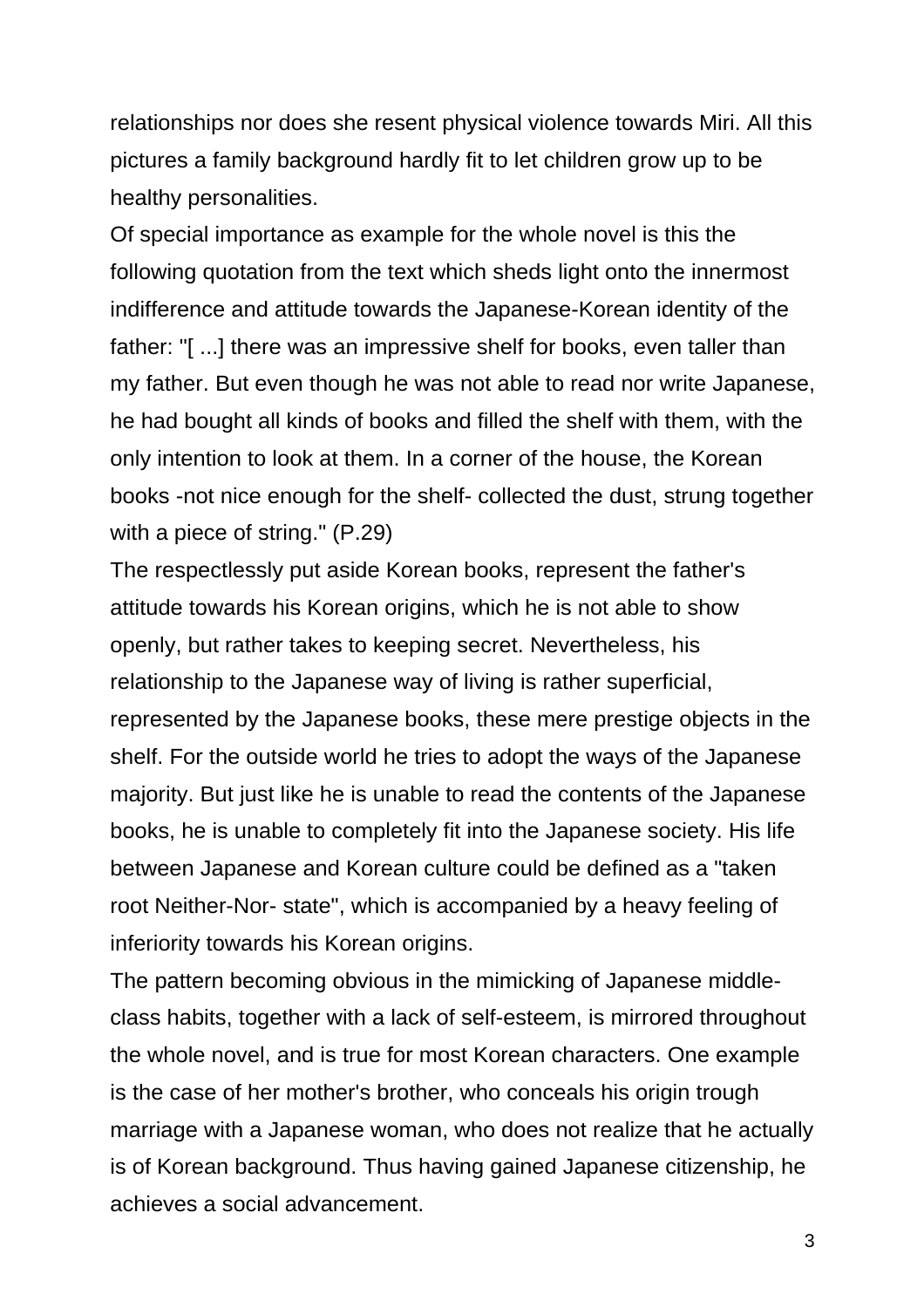relationships nor does she resent physical violence towards Miri. All this pictures a family background hardly fit to let children grow up to be healthy personalities.

Of special importance as example for the whole novel is this the following quotation from the text which sheds light onto the innermost indifference and attitude towards the Japanese-Korean identity of the father: "[ ...] there was an impressive shelf for books, even taller than my father. But even though he was not able to read nor write Japanese, he had bought all kinds of books and filled the shelf with them, with the only intention to look at them. In a corner of the house, the Korean books -not nice enough for the shelf- collected the dust, strung together with a piece of string." (P.29)

The respectlessly put aside Korean books, represent the father's attitude towards his Korean origins, which he is not able to show openly, but rather takes to keeping secret. Nevertheless, his relationship to the Japanese way of living is rather superficial, represented by the Japanese books, these mere prestige objects in the shelf. For the outside world he tries to adopt the ways of the Japanese majority. But just like he is unable to read the contents of the Japanese books, he is unable to completely fit into the Japanese society. His life between Japanese and Korean culture could be defined as a "taken root Neither-Nor- state", which is accompanied by a heavy feeling of inferiority towards his Korean origins.

The pattern becoming obvious in the mimicking of Japanese middle-class habits, together with a lack of self-esteem, is mirrored throughout the whole novel, and is true for most Korean characters. One example is the case of her mother's brother, who conceals his origin trough marriage with a Japanese woman, who does not realize that he actually is of Korean background. Thus having gained Japanese citizenship, he achieves a social advancement.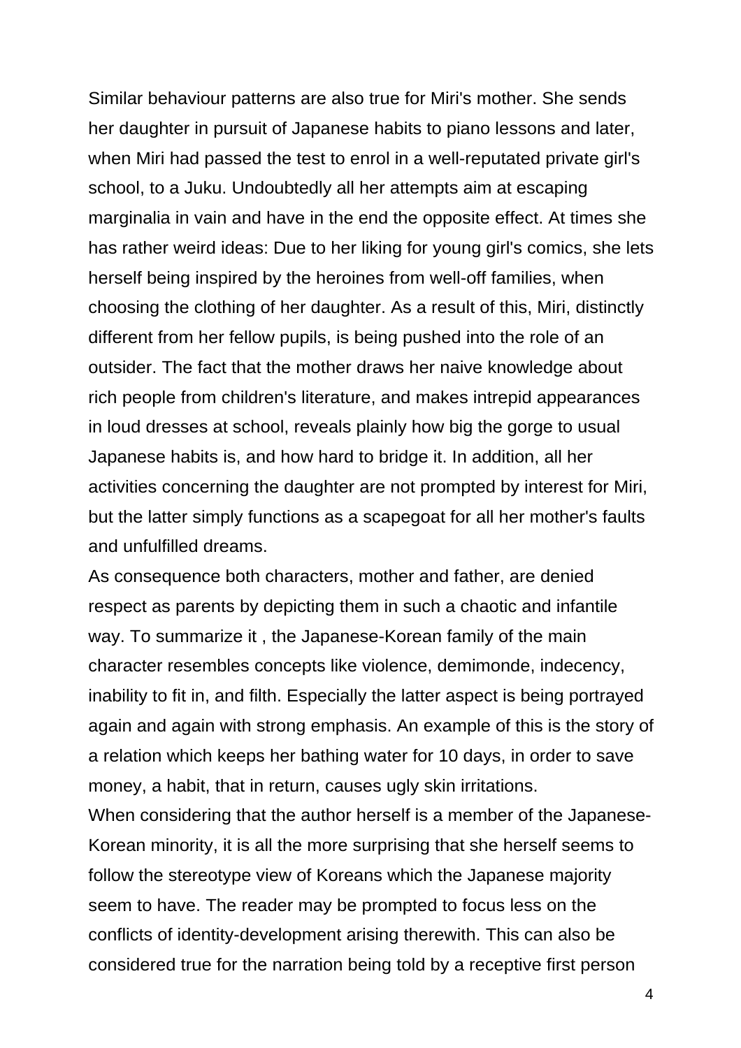Similar behaviour patterns are also true for Miri's mother. She sends her daughter in pursuit of Japanese habits to piano lessons and later, when Miri had passed the test to enrol in a well-reputated private girl's school, to a Juku. Undoubtedly all her attempts aim at escaping marginalia in vain and have in the end the opposite effect. At times she has rather weird ideas: Due to her liking for young girl's comics, she lets herself being inspired by the heroines from well-off families, when choosing the clothing of her daughter. As a result of this, Miri, distinctly different from her fellow pupils, is being pushed into the role of an outsider. The fact that the mother draws her naive knowledge about rich people from children's literature, and makes intrepid appearances in loud dresses at school, reveals plainly how big the gorge to usual Japanese habits is, and how hard to bridge it. In addition, all her activities concerning the daughter are not prompted by interest for Miri, but the latter simply functions as a scapegoat for all her mother's faults and unfulfilled dreams.

As consequence both characters, mother and father, are denied respect as parents by depicting them in such a chaotic and infantile way. To summarize it , the Japanese-Korean family of the main character resembles concepts like violence, demimonde, indecency, inability to fit in, and filth. Especially the latter aspect is being portrayed again and again with strong emphasis. An example of this is the story of a relation which keeps her bathing water for 10 days, in order to save money, a habit, that in return, causes ugly skin irritations.

When considering that the author herself is a member of the Japanese-Korean minority, it is all the more surprising that she herself seems to follow the stereotype view of Koreans which the Japanese majority seem to have. The reader may be prompted to focus less on the conflicts of identity-development arising therewith. This can also be considered true for the narration being told by a receptive first person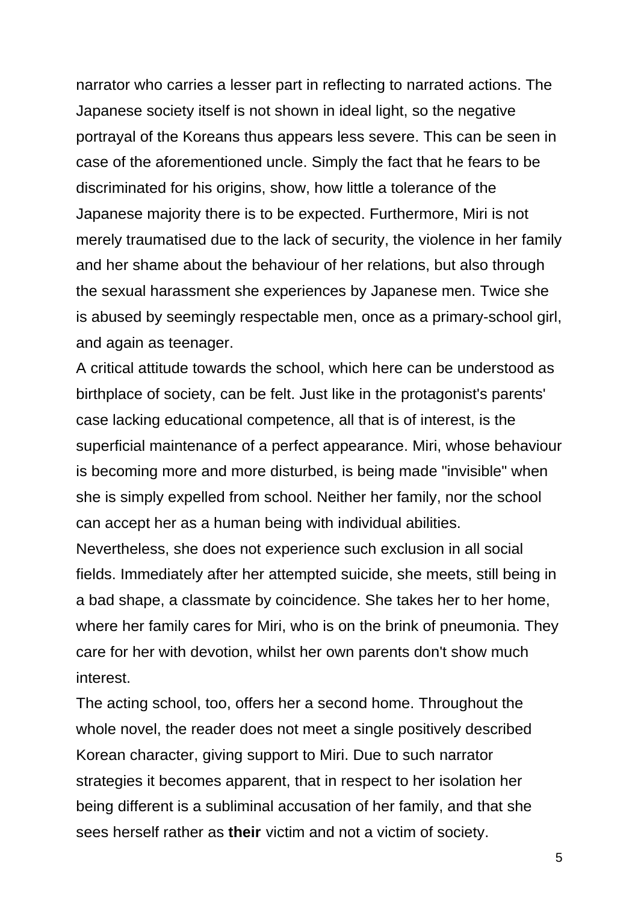narrator who carries a lesser part in reflecting to narrated actions. The Japanese society itself is not shown in ideal light, so the negative portrayal of the Koreans thus appears less severe. This can be seen in case of the aforementioned uncle. Simply the fact that he fears to be discriminated for his origins, show, how little a tolerance of the Japanese majority there is to be expected. Furthermore, Miri is not merely traumatised due to the lack of security, the violence in her family and her shame about the behaviour of her relations, but also through the sexual harassment she experiences by Japanese men. Twice she is abused by seemingly respectable men, once as a primary-school girl, and again as teenager.

A critical attitude towards the school, which here can be understood as birthplace of society, can be felt. Just like in the protagonist's parents' case lacking educational competence, all that is of interest, is the superficial maintenance of a perfect appearance. Miri, whose behaviour is becoming more and more disturbed, is being made "invisible" when she is simply expelled from school. Neither her family, nor the school can accept her as a human being with individual abilities.

Nevertheless, she does not experience such exclusion in all social fields. Immediately after her attempted suicide, she meets, still being in a bad shape, a classmate by coincidence. She takes her to her home, where her family cares for Miri, who is on the brink of pneumonia. They care for her with devotion, whilst her own parents don't show much interest.

The acting school, too, offers her a second home. Throughout the whole novel, the reader does not meet a single positively described Korean character, giving support to Miri. Due to such narrator strategies it becomes apparent, that in respect to her isolation her being different is a subliminal accusation of her family, and that she sees herself rather as **their** victim and not a victim of society.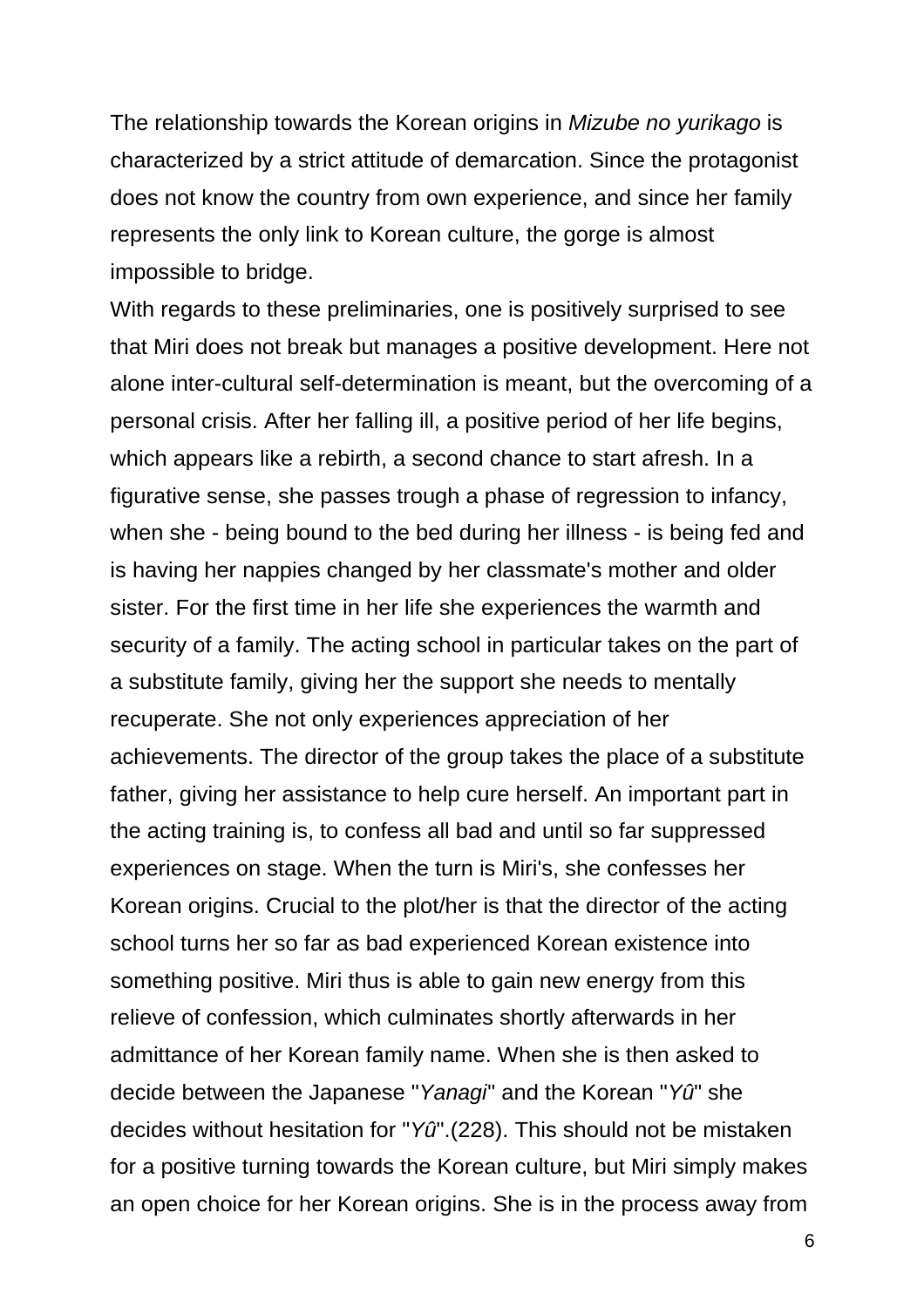The relationship towards the Korean origins in *Mizube no yurikago* is characterized by a strict attitude of demarcation. Since the protagonist does not know the country from own experience, and since her family represents the only link to Korean culture, the gorge is almost impossible to bridge.

With regards to these preliminaries, one is positively surprised to see that Miri does not break but manages a positive development. Here not alone inter-cultural self-determination is meant, but the overcoming of a personal crisis. After her falling ill, a positive period of her life begins, which appears like a rebirth, a second chance to start afresh. In a figurative sense, she passes trough a phase of regression to infancy, when she - being bound to the bed during her illness - is being fed and is having her nappies changed by her classmate's mother and older sister. For the first time in her life she experiences the warmth and security of a family. The acting school in particular takes on the part of a substitute family, giving her the support she needs to mentally recuperate. She not only experiences appreciation of her achievements. The director of the group takes the place of a substitute father, giving her assistance to help cure herself. An important part in the acting training is, to confess all bad and until so far suppressed experiences on stage. When the turn is Miri's, she confesses her Korean origins. Crucial to the plot/her is that the director of the acting school turns her so far as bad experienced Korean existence into something positive. Miri thus is able to gain new energy from this relieve of confession, which culminates shortly afterwards in her admittance of her Korean family name. When she is then asked to decide between the Japanese "*Yanagi*" and the Korean "*Yû*" she decides without hesitation for "*Yû*".(228). This should not be mistaken for a positive turning towards the Korean culture, but Miri simply makes an open choice for her Korean origins. She is in the process away from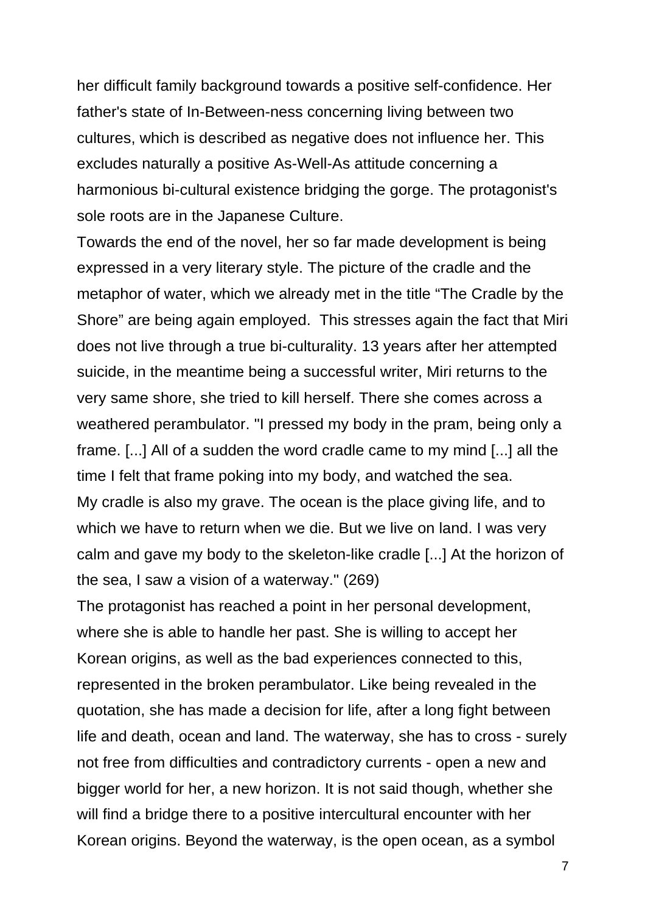her difficult family background towards a positive self-confidence. Her father's state of In-Between-ness concerning living between two cultures, which is described as negative does not influence her. This excludes naturally a positive As-Well-As attitude concerning a harmonious bi-cultural existence bridging the gorge. The protagonist's sole roots are in the Japanese Culture.

Towards the end of the novel, her so far made development is being expressed in a very literary style. The picture of the cradle and the metaphor of water, which we already met in the title “The Cradle by the Shore” are being again employed.  This stresses again the fact that Miri does not live through a true bi-culturality. 13 years after her attempted suicide, in the meantime being a successful writer, Miri returns to the very same shore, she tried to kill herself. There she comes across a weathered perambulator. "I pressed my body in the pram, being only a frame. [...] All of a sudden the word cradle came to my mind [...] all the time I felt that frame poking into my body, and watched the sea.

My cradle is also my grave. The ocean is the place giving life, and to which we have to return when we die. But we live on land. I was very calm and gave my body to the skeleton-like cradle [...] At the horizon of the sea, I saw a vision of a waterway." (269)

The protagonist has reached a point in her personal development, where she is able to handle her past. She is willing to accept her Korean origins, as well as the bad experiences connected to this, represented in the broken perambulator. Like being revealed in the quotation, she has made a decision for life, after a long fight between life and death, ocean and land. The waterway, she has to cross - surely not free from difficulties and contradictory currents - open a new and bigger world for her, a new horizon. It is not said though, whether she will find a bridge there to a positive intercultural encounter with her Korean origins. Beyond the waterway, is the open ocean, as a symbol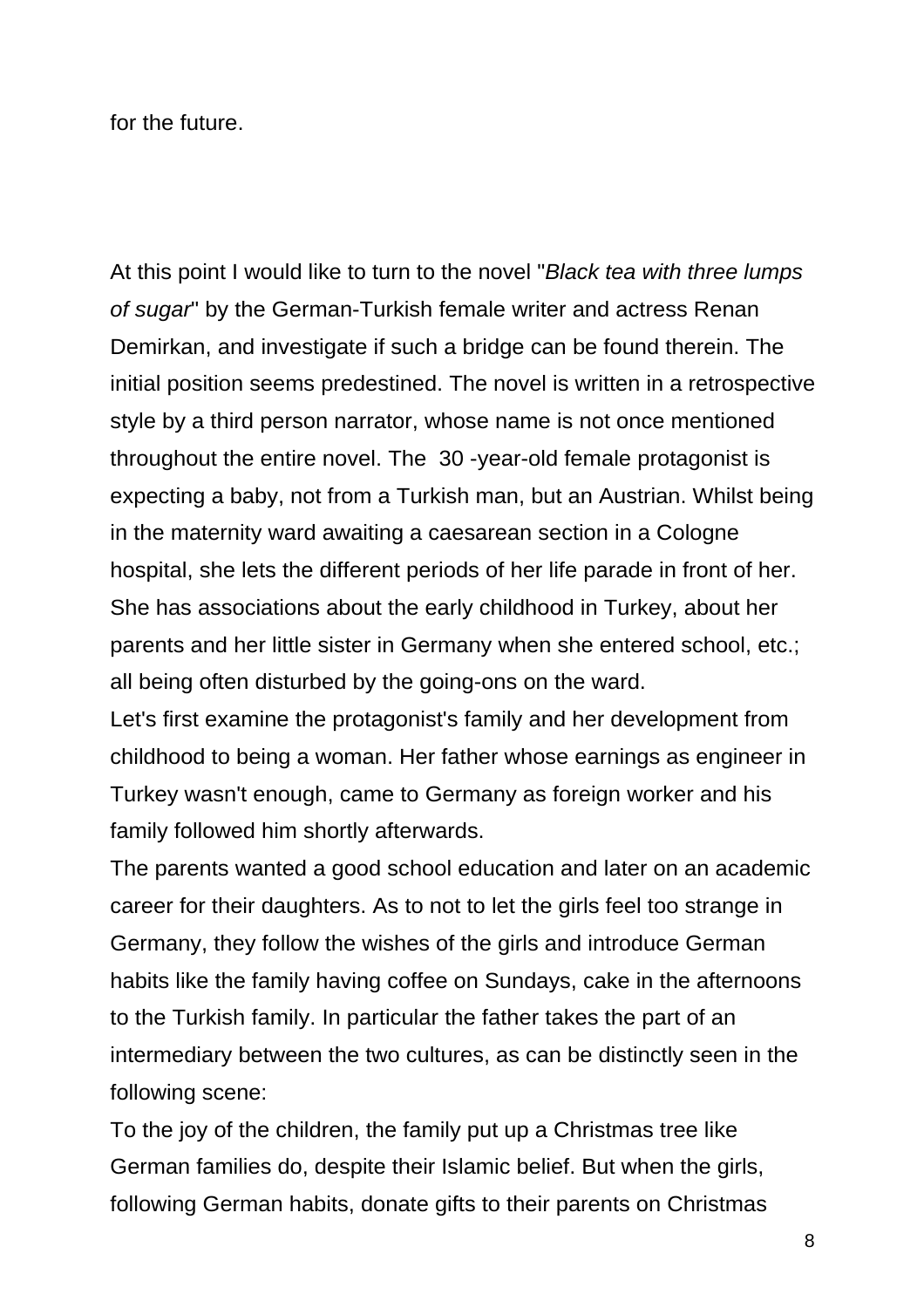for the future.

At this point I would like to turn to the novel "*Black tea with three lumps of sugar*" by the German-Turkish female writer and actress Renan Demirkan, and investigate if such a bridge can be found therein. The initial position seems predestined. The novel is written in a retrospective style by a third person narrator, whose name is not once mentioned throughout the entire novel. The 30 -year-old female protagonist is expecting a baby, not from a Turkish man, but an Austrian. Whilst being in the maternity ward awaiting a caesarean section in a Cologne hospital, she lets the different periods of her life parade in front of her. She has associations about the early childhood in Turkey, about her parents and her little sister in Germany when she entered school, etc.; all being often disturbed by the going-ons on the ward.

Let's first examine the protagonist's family and her development from childhood to being a woman. Her father whose earnings as engineer in Turkey wasn't enough, came to Germany as foreign worker and his family followed him shortly afterwards.

The parents wanted a good school education and later on an academic career for their daughters. As to not to let the girls feel too strange in Germany, they follow the wishes of the girls and introduce German habits like the family having coffee on Sundays, cake in the afternoons to the Turkish family. In particular the father takes the part of an intermediary between the two cultures, as can be distinctly seen in the following scene:

To the joy of the children, the family put up a Christmas tree like German families do, despite their Islamic belief. But when the girls, following German habits, donate gifts to their parents on Christmas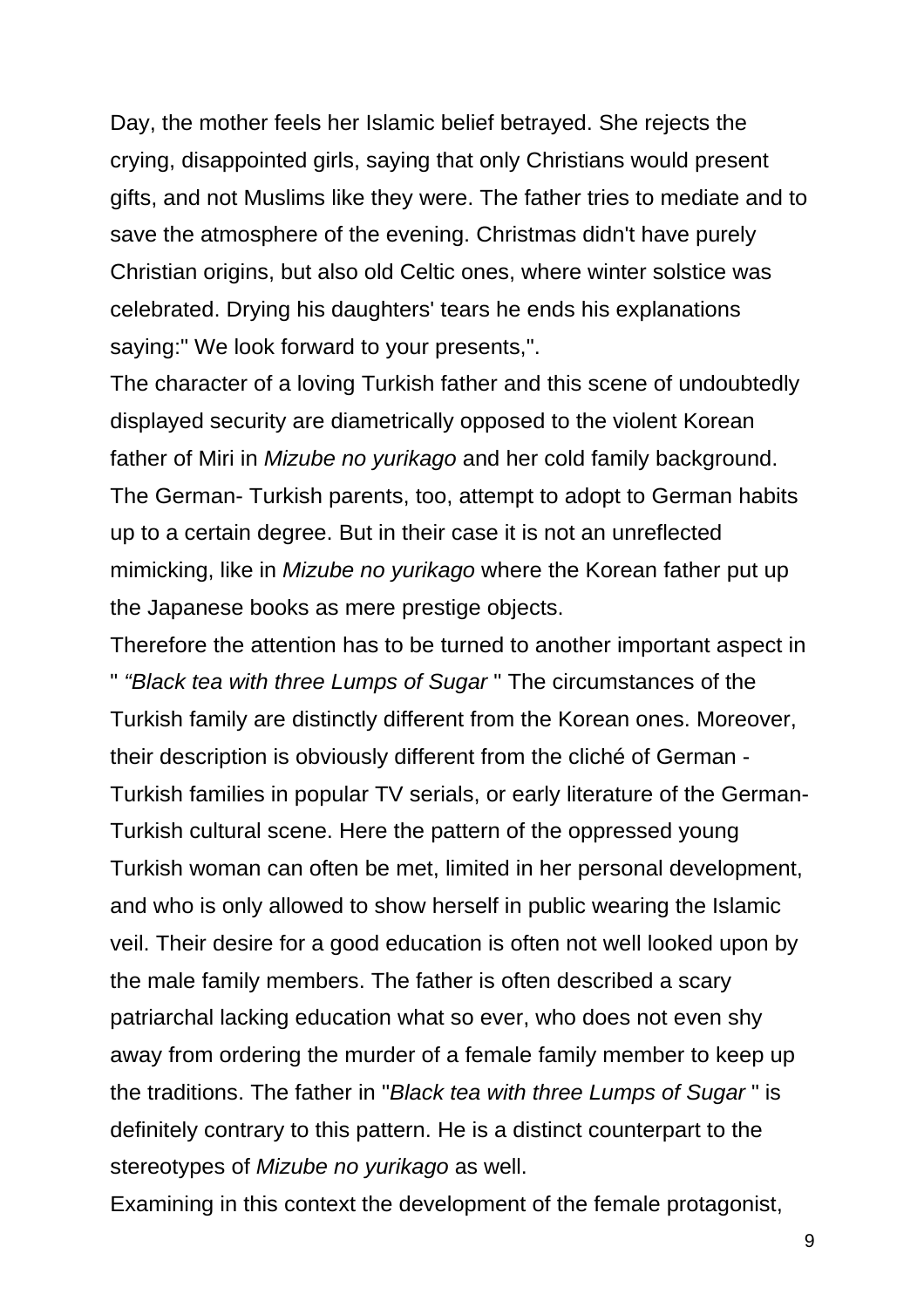Day, the mother feels her Islamic belief betrayed. She rejects the crying, disappointed girls, saying that only Christians would present gifts, and not Muslims like they were. The father tries to mediate and to save the atmosphere of the evening. Christmas didn't have purely Christian origins, but also old Celtic ones, where winter solstice was celebrated. Drying his daughters' tears he ends his explanations saying:" We look forward to your presents,".

The character of a loving Turkish father and this scene of undoubtedly displayed security are diametrically opposed to the violent Korean father of Miri in *Mizube no yurikago* and her cold family background. The German- Turkish parents, too, attempt to adopt to German habits up to a certain degree. But in their case it is not an unreflected mimicking, like in *Mizube no yurikago* where the Korean father put up the Japanese books as mere prestige objects.

Therefore the attention has to be turned to another important aspect in " *"Black tea with three Lumps of Sugar* " The circumstances of the Turkish family are distinctly different from the Korean ones. Moreover, their description is obviously different from the cliché of German - Turkish families in popular TV serials, or early literature of the German-Turkish cultural scene. Here the pattern of the oppressed young Turkish woman can often be met, limited in her personal development, and who is only allowed to show herself in public wearing the Islamic veil. Their desire for a good education is often not well looked upon by the male family members. The father is often described a scary patriarchal lacking education what so ever, who does not even shy away from ordering the murder of a female family member to keep up the traditions. The father in "*Black tea with three Lumps of Sugar* " is definitely contrary to this pattern. He is a distinct counterpart to the stereotypes of *Mizube no yurikago* as well.

Examining in this context the development of the female protagonist,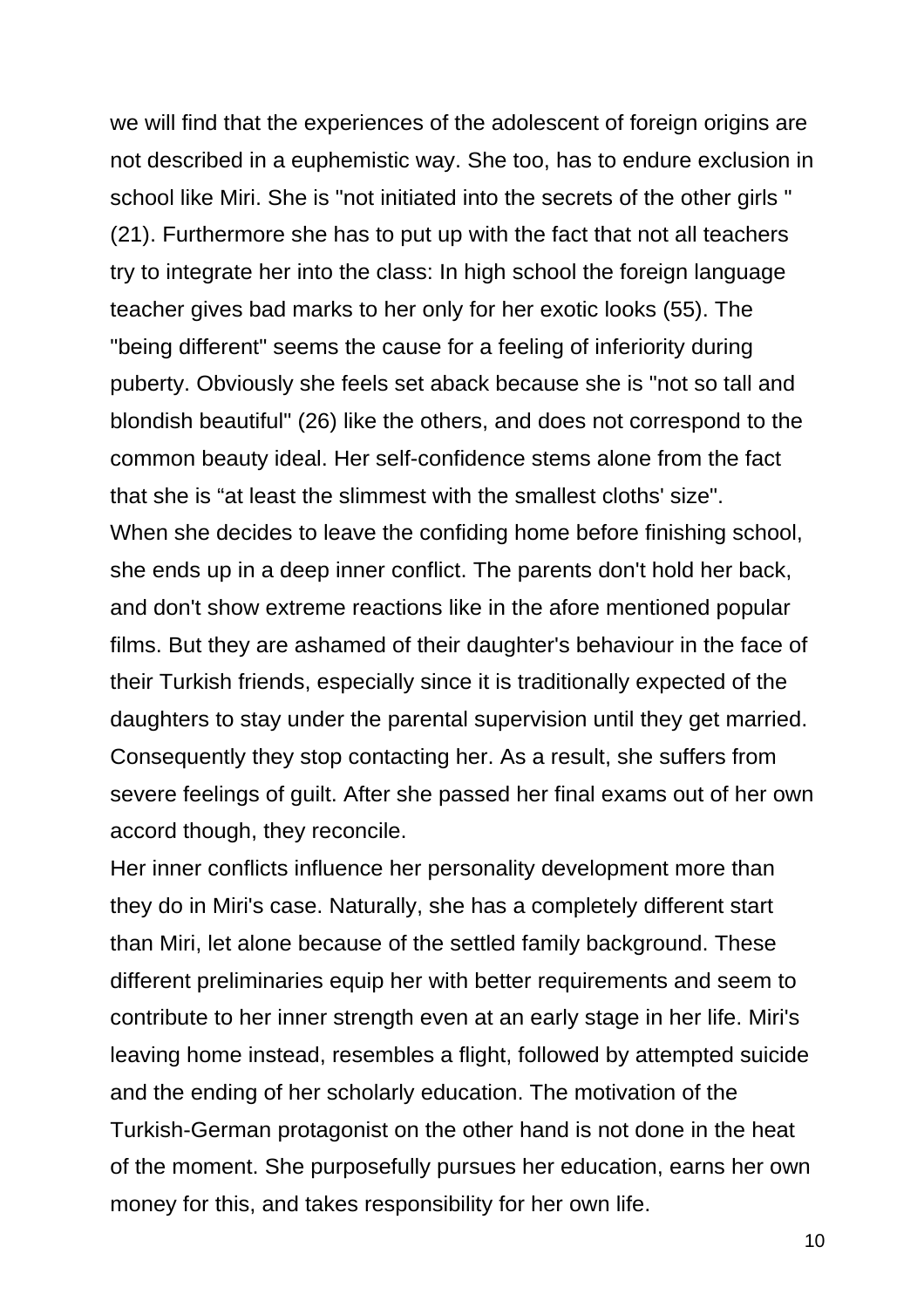we will find that the experiences of the adolescent of foreign origins are not described in a euphemistic way. She too, has to endure exclusion in school like Miri. She is "not initiated into the secrets of the other girls " (21). Furthermore she has to put up with the fact that not all teachers try to integrate her into the class: In high school the foreign language teacher gives bad marks to her only for her exotic looks (55). The "being different" seems the cause for a feeling of inferiority during puberty. Obviously she feels set aback because she is "not so tall and blondish beautiful" (26) like the others, and does not correspond to the common beauty ideal. Her self-confidence stems alone from the fact that she is “at least the slimmest with the smallest cloths' size".
When she decides to leave the confiding home before finishing school, she ends up in a deep inner conflict. The parents don't hold her back, and don't show extreme reactions like in the afore mentioned popular films. But they are ashamed of their daughter's behaviour in the face of their Turkish friends, especially since it is traditionally expected of the daughters to stay under the parental supervision until they get married. Consequently they stop contacting her. As a result, she suffers from severe feelings of guilt. After she passed her final exams out of her own accord though, they reconcile.
Her inner conflicts influence her personality development more than they do in Miri's case. Naturally, she has a completely different start than Miri, let alone because of the settled family background. These different preliminaries equip her with better requirements and seem to contribute to her inner strength even at an early stage in her life. Miri's leaving home instead, resembles a flight, followed by attempted suicide and the ending of her scholarly education. The motivation of the Turkish-German protagonist on the other hand is not done in the heat of the moment. She purposefully pursues her education, earns her own money for this, and takes responsibility for her own life.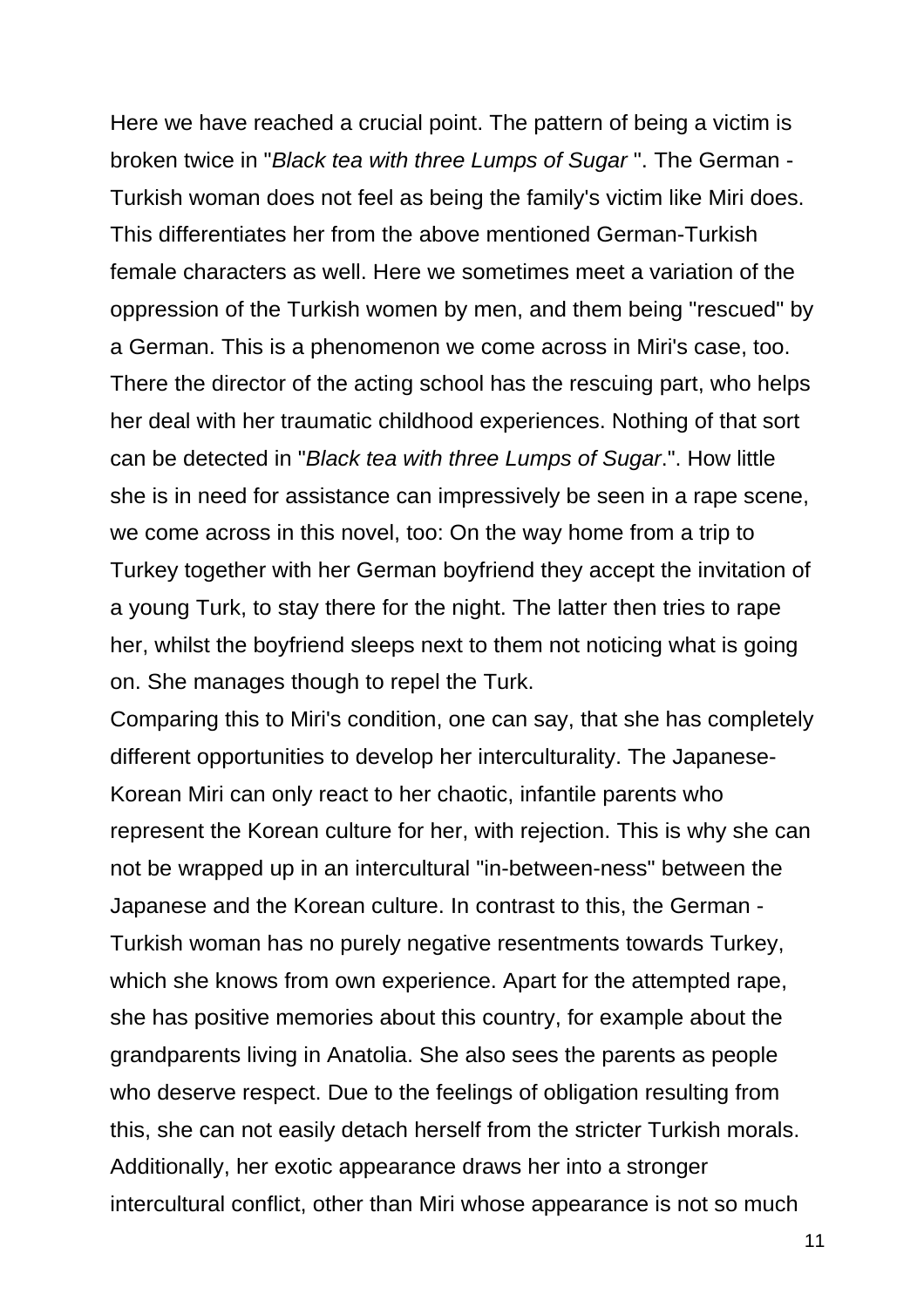Here we have reached a crucial point. The pattern of being a victim is broken twice in "*Black tea with three Lumps of Sugar* ". The German - Turkish woman does not feel as being the family's victim like Miri does. This differentiates her from the above mentioned German-Turkish female characters as well. Here we sometimes meet a variation of the oppression of the Turkish women by men, and them being "rescued" by a German. This is a phenomenon we come across in Miri's case, too. There the director of the acting school has the rescuing part, who helps her deal with her traumatic childhood experiences. Nothing of that sort can be detected in "*Black tea with three Lumps of Sugar*.". How little she is in need for assistance can impressively be seen in a rape scene, we come across in this novel, too: On the way home from a trip to Turkey together with her German boyfriend they accept the invitation of a young Turk, to stay there for the night. The latter then tries to rape her, whilst the boyfriend sleeps next to them not noticing what is going on. She manages though to repel the Turk.

Comparing this to Miri's condition, one can say, that she has completely different opportunities to develop her interculturality. The Japanese-Korean Miri can only react to her chaotic, infantile parents who represent the Korean culture for her, with rejection. This is why she can not be wrapped up in an intercultural "in-between-ness" between the Japanese and the Korean culture. In contrast to this, the German - Turkish woman has no purely negative resentments towards Turkey, which she knows from own experience. Apart for the attempted rape, she has positive memories about this country, for example about the grandparents living in Anatolia. She also sees the parents as people who deserve respect. Due to the feelings of obligation resulting from this, she can not easily detach herself from the stricter Turkish morals. Additionally, her exotic appearance draws her into a stronger intercultural conflict, other than Miri whose appearance is not so much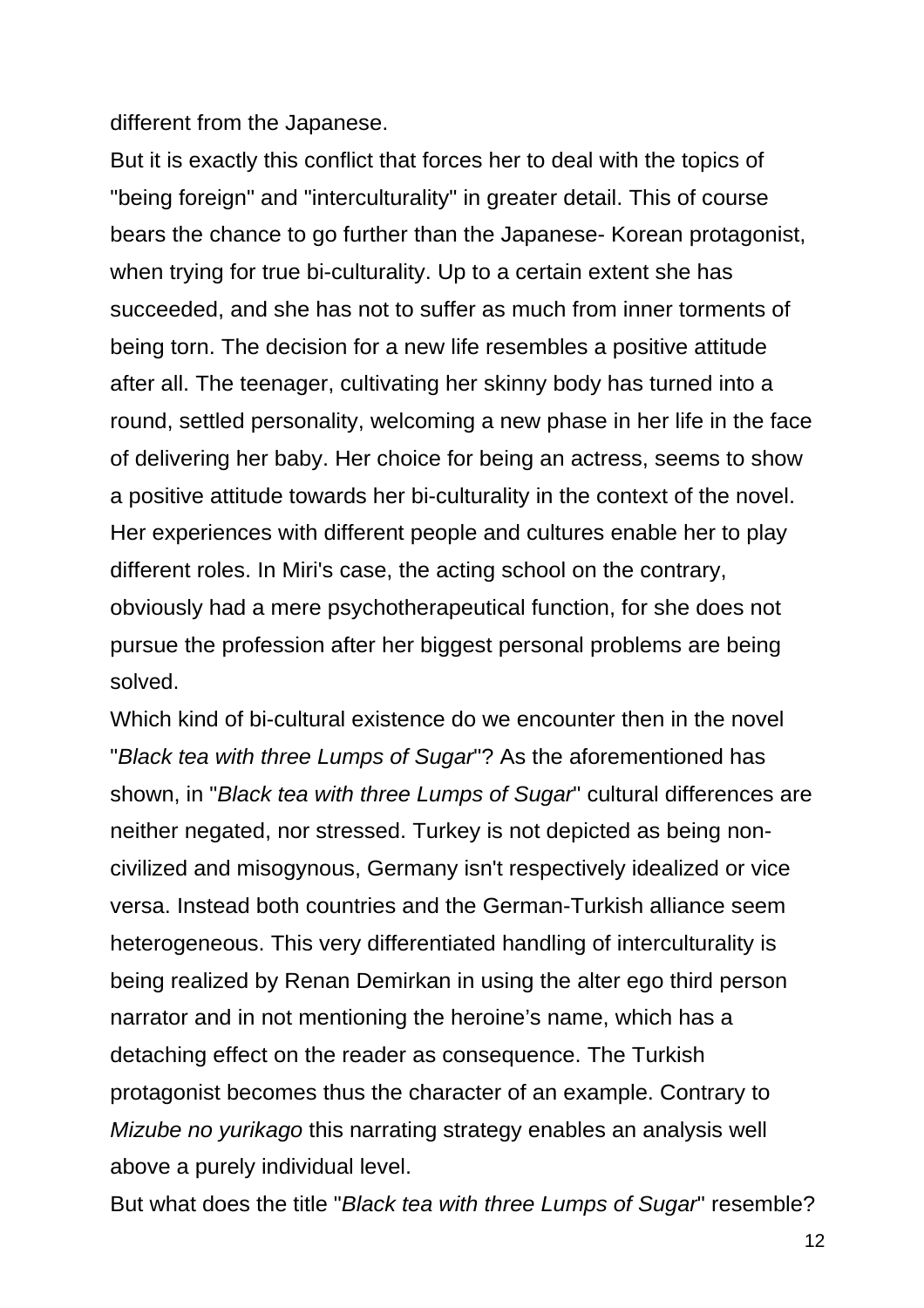different from the Japanese.

But it is exactly this conflict that forces her to deal with the topics of "being foreign" and "interculturality" in greater detail. This of course bears the chance to go further than the Japanese- Korean protagonist, when trying for true bi-culturality. Up to a certain extent she has succeeded, and she has not to suffer as much from inner torments of being torn. The decision for a new life resembles a positive attitude after all. The teenager, cultivating her skinny body has turned into a round, settled personality, welcoming a new phase in her life in the face of delivering her baby. Her choice for being an actress, seems to show a positive attitude towards her bi-culturality in the context of the novel. Her experiences with different people and cultures enable her to play different roles. In Miri's case, the acting school on the contrary, obviously had a mere psychotherapeutical function, for she does not pursue the profession after her biggest personal problems are being solved.

Which kind of bi-cultural existence do we encounter then in the novel "*Black tea with three Lumps of Sugar*"? As the aforementioned has shown, in "*Black tea with three Lumps of Sugar*" cultural differences are neither negated, nor stressed. Turkey is not depicted as being non-civilized and misogynous, Germany isn't respectively idealized or vice versa. Instead both countries and the German-Turkish alliance seem heterogeneous. This very differentiated handling of interculturality is being realized by Renan Demirkan in using the alter ego third person narrator and in not mentioning the heroine's name, which has a detaching effect on the reader as consequence. The Turkish protagonist becomes thus the character of an example. Contrary to *Mizube no yurikago* this narrating strategy enables an analysis well above a purely individual level.

But what does the title "*Black tea with three Lumps of Sugar*" resemble?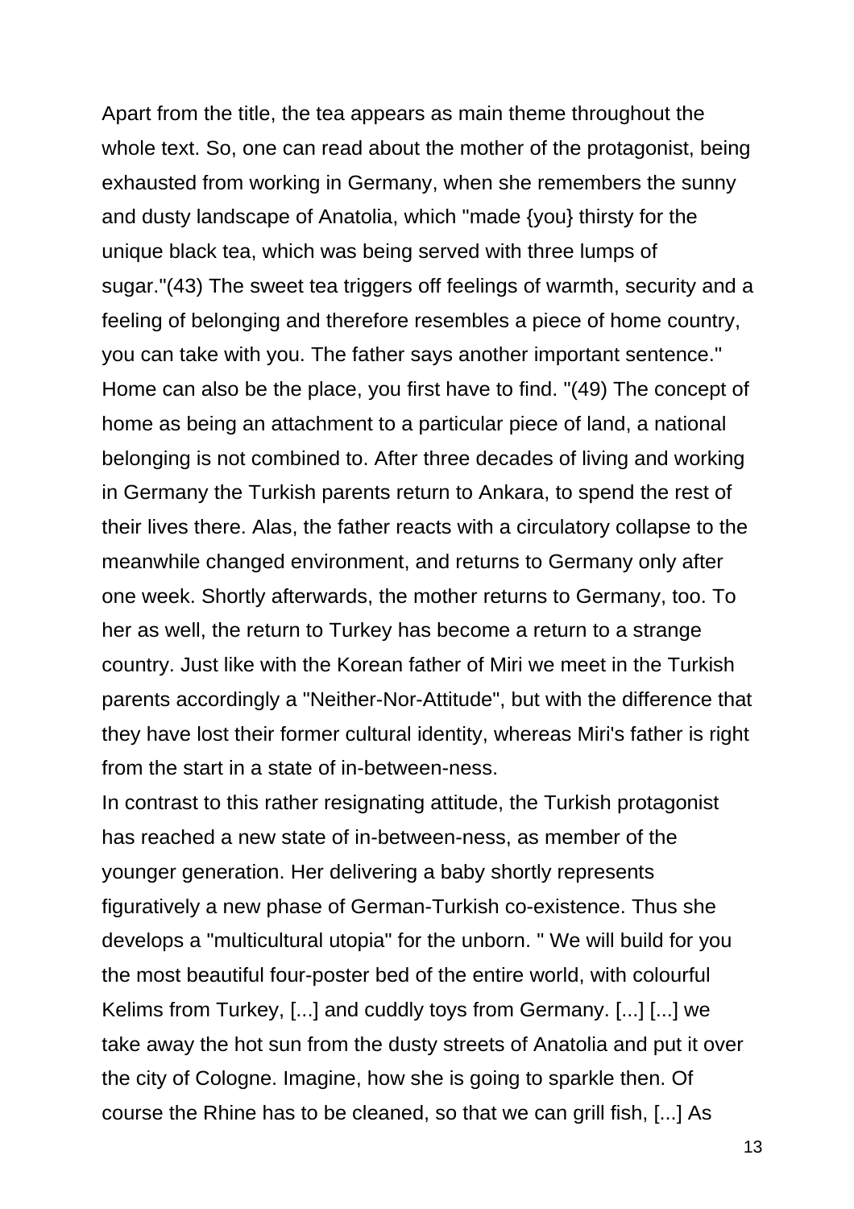Apart from the title, the tea appears as main theme throughout the whole text. So, one can read about the mother of the protagonist, being exhausted from working in Germany, when she remembers the sunny and dusty landscape of Anatolia, which "made {you} thirsty for the unique black tea, which was being served with three lumps of sugar."(43) The sweet tea triggers off feelings of warmth, security and a feeling of belonging and therefore resembles a piece of home country, you can take with you. The father says another important sentence." Home can also be the place, you first have to find. "(49) The concept of home as being an attachment to a particular piece of land, a national belonging is not combined to. After three decades of living and working in Germany the Turkish parents return to Ankara, to spend the rest of their lives there. Alas, the father reacts with a circulatory collapse to the meanwhile changed environment, and returns to Germany only after one week. Shortly afterwards, the mother returns to Germany, too. To her as well, the return to Turkey has become a return to a strange country. Just like with the Korean father of Miri we meet in the Turkish parents accordingly a "Neither-Nor-Attitude", but with the difference that they have lost their former cultural identity, whereas Miri's father is right from the start in a state of in-between-ness.

In contrast to this rather resignating attitude, the Turkish protagonist has reached a new state of in-between-ness, as member of the younger generation. Her delivering a baby shortly represents figuratively a new phase of German-Turkish co-existence. Thus she develops a "multicultural utopia" for the unborn. " We will build for you the most beautiful four-poster bed of the entire world, with colourful Kelims from Turkey, [...] and cuddly toys from Germany. [...] [...] we take away the hot sun from the dusty streets of Anatolia and put it over the city of Cologne. Imagine, how she is going to sparkle then. Of course the Rhine has to be cleaned, so that we can grill fish, [...] As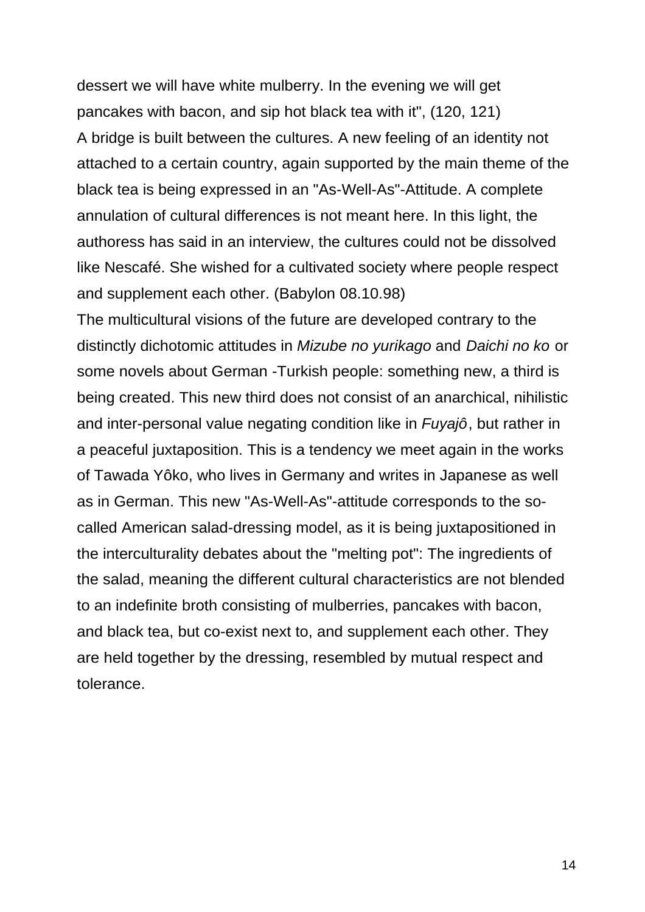dessert we will have white mulberry. In the evening we will get pancakes with bacon, and sip hot black tea with it", (120, 121)

A bridge is built between the cultures. A new feeling of an identity not attached to a certain country, again supported by the main theme of the black tea is being expressed in an "As-Well-As"-Attitude. A complete annulation of cultural differences is not meant here. In this light, the authoress has said in an interview, the cultures could not be dissolved like Nescafé. She wished for a cultivated society where people respect and supplement each other. (Babylon 08.10.98)

The multicultural visions of the future are developed contrary to the distinctly dichotomic attitudes in *Mizube no yurikago* and *Daichi no ko* or some novels about German -Turkish people: something new, a third is being created. This new third does not consist of an anarchical, nihilistic and inter-personal value negating condition like in *Fuyajô*, but rather in a peaceful juxtaposition. This is a tendency we meet again in the works of Tawada Yôko, who lives in Germany and writes in Japanese as well as in German. This new "As-Well-As"-attitude corresponds to the so-called American salad-dressing model, as it is being juxtapositioned in the interculturality debates about the "melting pot": The ingredients of the salad, meaning the different cultural characteristics are not blended to an indefinite broth consisting of mulberries, pancakes with bacon, and black tea, but co-exist next to, and supplement each other. They are held together by the dressing, resembled by mutual respect and tolerance.